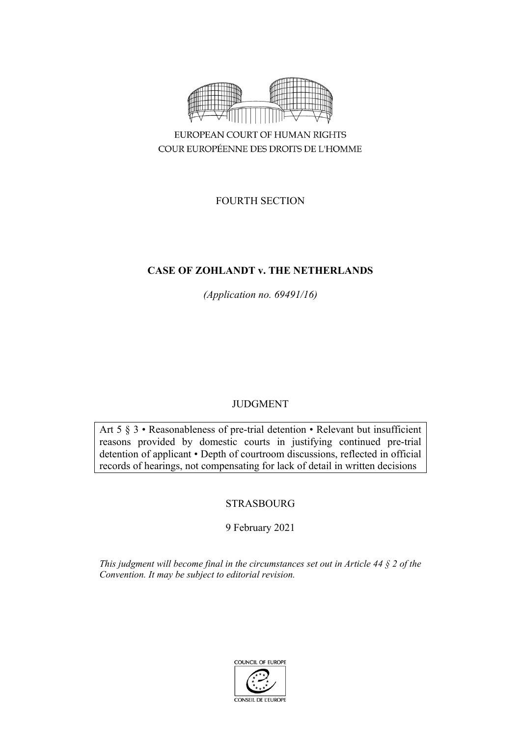EUROPEAN COURT OF HUMAN RIGHTS
COUR EUROPÉENNE DES DROITS DE L'HOMME

FOURTH SECTION

# CASE OF ZOHLANDT v. THE NETHERLANDS

*(Application no. 69491/16)*

JUDGMENT

Art 5 § 3 • Reasonableness of pre-trial detention • Relevant but insufficient reasons provided by domestic courts in justifying continued pre-trial detention of applicant • Depth of courtroom discussions, reflected in official records of hearings, not compensating for lack of detail in written decisions

STRASBOURG

9 February 2021

*This judgment will become final in the circumstances set out in Article 44 § 2 of the Convention. It may be subject to editorial revision.*

COUNCIL OF EUROPE
CONSEIL DE L'EUROPE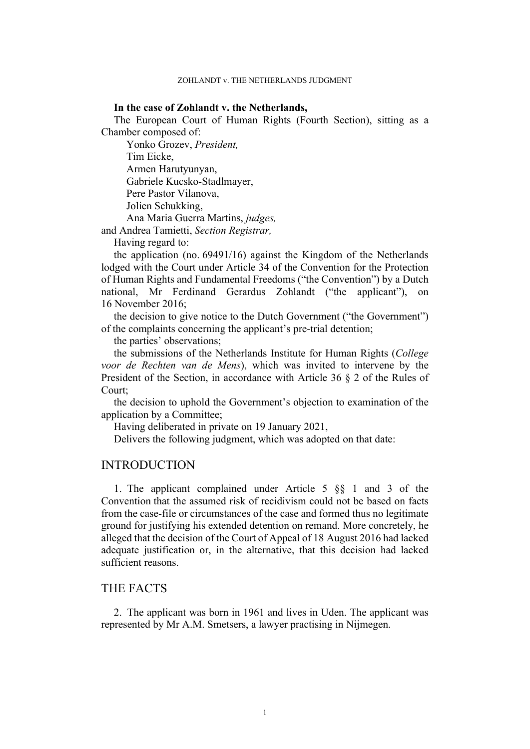**In the case of Zohlandt v. the Netherlands,**

The European Court of Human Rights (Fourth Section), sitting as a Chamber composed of:

Yonko Grozev, *President,*
Tim Eicke,
Armen Harutyunyan,
Gabriele Kucsko-Stadlmayer,
Pere Pastor Vilanova,
Jolien Schukking,
Ana Maria Guerra Martins, *judges,*
and Andrea Tamietti, *Section Registrar,*

Having regard to:

the application (no. 69491/16) against the Kingdom of the Netherlands lodged with the Court under Article 34 of the Convention for the Protection of Human Rights and Fundamental Freedoms ("the Convention") by a Dutch national, Mr Ferdinand Gerardus Zohlandt ("the applicant"), on 16 November 2016;

the decision to give notice to the Dutch Government ("the Government") of the complaints concerning the applicant's pre-trial detention;

the parties' observations;

the submissions of the Netherlands Institute for Human Rights (*College voor de Rechten van de Mens*), which was invited to intervene by the President of the Section, in accordance with Article 36 § 2 of the Rules of Court;

the decision to uphold the Government's objection to examination of the application by a Committee;

Having deliberated in private on 19 January 2021,

Delivers the following judgment, which was adopted on that date:

## INTRODUCTION

1. The applicant complained under Article 5 §§ 1 and 3 of the Convention that the assumed risk of recidivism could not be based on facts from the case-file or circumstances of the case and formed thus no legitimate ground for justifying his extended detention on remand. More concretely, he alleged that the decision of the Court of Appeal of 18 August 2016 had lacked adequate justification or, in the alternative, that this decision had lacked sufficient reasons.

## THE FACTS

2. The applicant was born in 1961 and lives in Uden. The applicant was represented by Mr A.M. Smetsers, a lawyer practising in Nijmegen.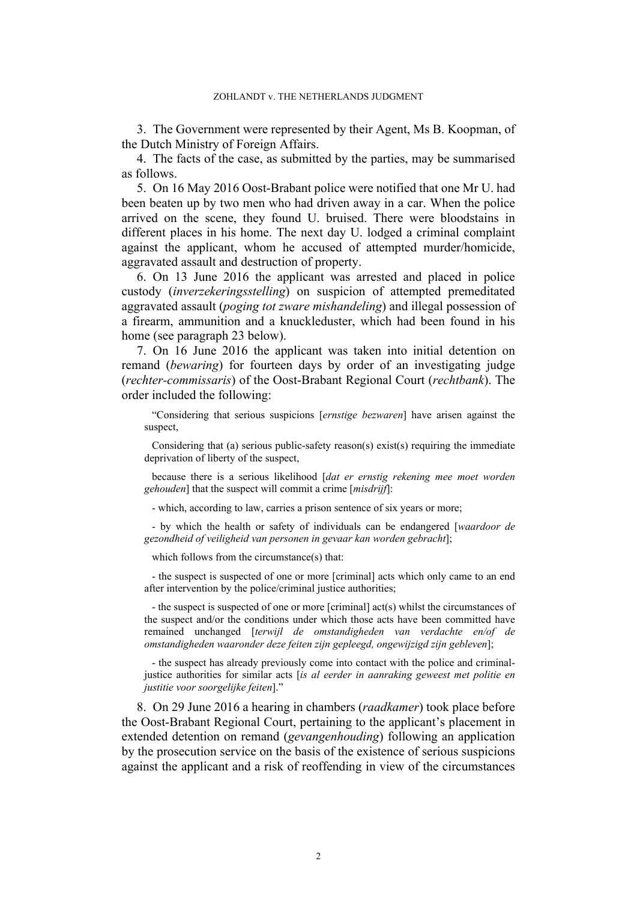3. The Government were represented by their Agent, Ms B. Koopman, of the Dutch Ministry of Foreign Affairs.

4. The facts of the case, as submitted by the parties, may be summarised as follows.

5. On 16 May 2016 Oost-Brabant police were notified that one Mr U. had been beaten up by two men who had driven away in a car. When the police arrived on the scene, they found U. bruised. There were bloodstains in different places in his home. The next day U. lodged a criminal complaint against the applicant, whom he accused of attempted murder/homicide, aggravated assault and destruction of property.

6. On 13 June 2016 the applicant was arrested and placed in police custody (*inverzekeringsstelling*) on suspicion of attempted premeditated aggravated assault (*poging tot zware mishandeling*) and illegal possession of a firearm, ammunition and a knuckleduster, which had been found in his home (see paragraph 23 below).

7. On 16 June 2016 the applicant was taken into initial detention on remand (*bewaring*) for fourteen days by order of an investigating judge (*rechter-commissaris*) of the Oost-Brabant Regional Court (*rechtbank*). The order included the following:

> "Considering that serious suspicions [*ernstige bezwaren*] have arisen against the suspect,
>
> Considering that (a) serious public-safety reason(s) exist(s) requiring the immediate deprivation of liberty of the suspect,
>
> because there is a serious likelihood [*dat er ernstig rekening mee moet worden gehouden*] that the suspect will commit a crime [*misdrijf*]:
>
> - which, according to law, carries a prison sentence of six years or more;
>
> - by which the health or safety of individuals can be endangered [*waardoor de gezondheid of veiligheid van personen in gevaar kan worden gebracht*];
>
> which follows from the circumstance(s) that:
>
> - the suspect is suspected of one or more [criminal] acts which only came to an end after intervention by the police/criminal justice authorities;
>
> - the suspect is suspected of one or more [criminal] act(s) whilst the circumstances of the suspect and/or the conditions under which those acts have been committed have remained unchanged [*terwijl de omstandigheden van verdachte en/of de omstandigheden waaronder deze feiten zijn gepleegd, ongewijzigd zijn gebleven*];
>
> - the suspect has already previously come into contact with the police and criminal-justice authorities for similar acts [*is al eerder in aanraking geweest met politie en justitie voor soortgelijke feiten*]."

8. On 29 June 2016 a hearing in chambers (*raadkamer*) took place before the Oost-Brabant Regional Court, pertaining to the applicant's placement in extended detention on remand (*gevangenhouding*) following an application by the prosecution service on the basis of the existence of serious suspicions against the applicant and a risk of reoffending in view of the circumstances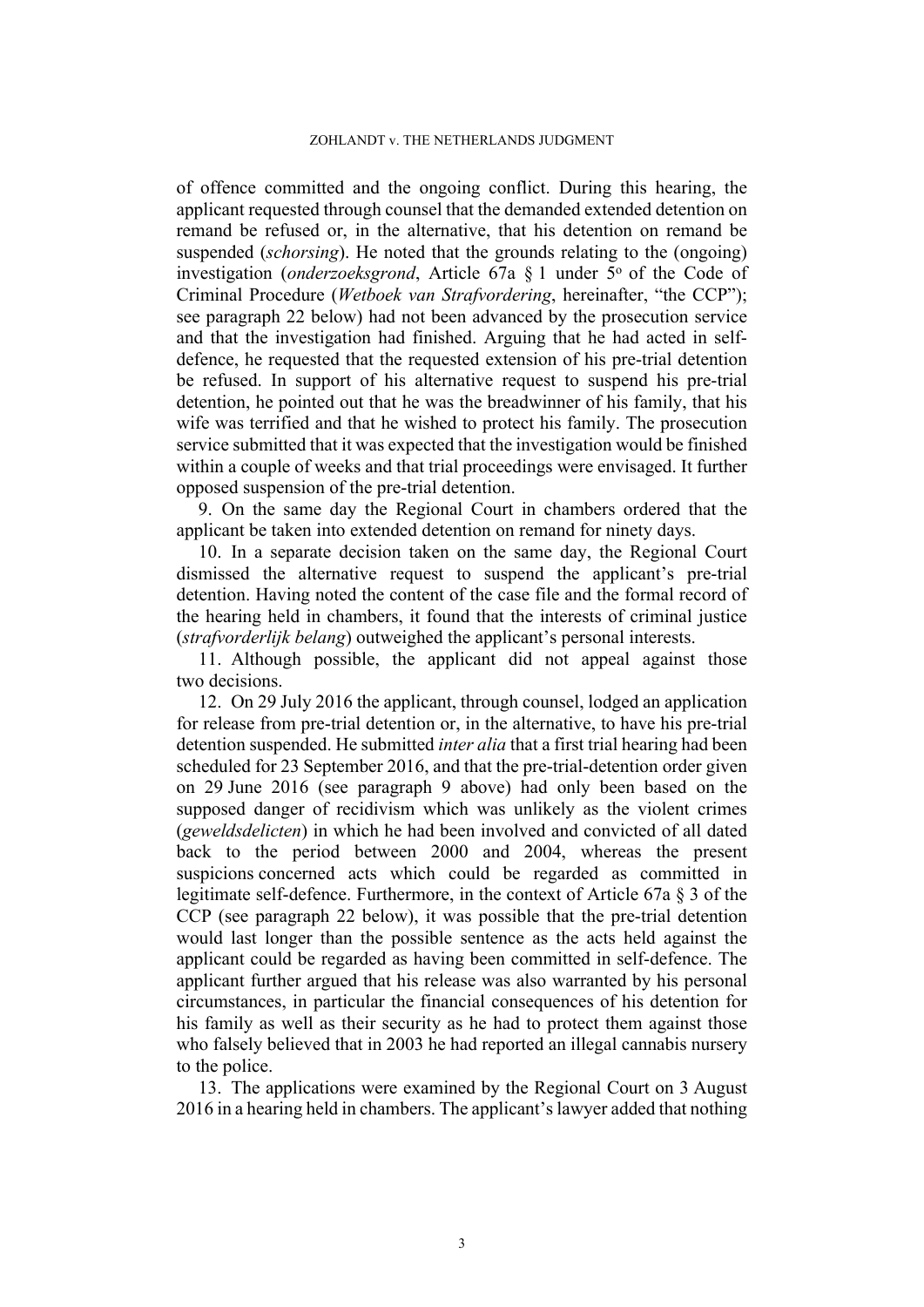of offence committed and the ongoing conflict. During this hearing, the applicant requested through counsel that the demanded extended detention on remand be refused or, in the alternative, that his detention on remand be suspended (*schorsing*). He noted that the grounds relating to the (ongoing) investigation (*onderzoeksgrond*, Article 67a § 1 under 5º of the Code of Criminal Procedure (*Wetboek van Strafvordering*, hereinafter, "the CCP"); see paragraph 22 below) had not been advanced by the prosecution service and that the investigation had finished. Arguing that he had acted in self-defence, he requested that the requested extension of his pre-trial detention be refused. In support of his alternative request to suspend his pre-trial detention, he pointed out that he was the breadwinner of his family, that his wife was terrified and that he wished to protect his family. The prosecution service submitted that it was expected that the investigation would be finished within a couple of weeks and that trial proceedings were envisaged. It further opposed suspension of the pre-trial detention.

9. On the same day the Regional Court in chambers ordered that the applicant be taken into extended detention on remand for ninety days.

10. In a separate decision taken on the same day, the Regional Court dismissed the alternative request to suspend the applicant's pre-trial detention. Having noted the content of the case file and the formal record of the hearing held in chambers, it found that the interests of criminal justice (*strafvorderlijk belang*) outweighed the applicant's personal interests.

11. Although possible, the applicant did not appeal against those two decisions.

12. On 29 July 2016 the applicant, through counsel, lodged an application for release from pre-trial detention or, in the alternative, to have his pre-trial detention suspended. He submitted *inter alia* that a first trial hearing had been scheduled for 23 September 2016, and that the pre-trial-detention order given on 29 June 2016 (see paragraph 9 above) had only been based on the supposed danger of recidivism which was unlikely as the violent crimes (*geweldsdelicten*) in which he had been involved and convicted of all dated back to the period between 2000 and 2004, whereas the present suspicions concerned acts which could be regarded as committed in legitimate self-defence. Furthermore, in the context of Article 67a § 3 of the CCP (see paragraph 22 below), it was possible that the pre-trial detention would last longer than the possible sentence as the acts held against the applicant could be regarded as having been committed in self-defence. The applicant further argued that his release was also warranted by his personal circumstances, in particular the financial consequences of his detention for his family as well as their security as he had to protect them against those who falsely believed that in 2003 he had reported an illegal cannabis nursery to the police.

13. The applications were examined by the Regional Court on 3 August 2016 in a hearing held in chambers. The applicant's lawyer added that nothing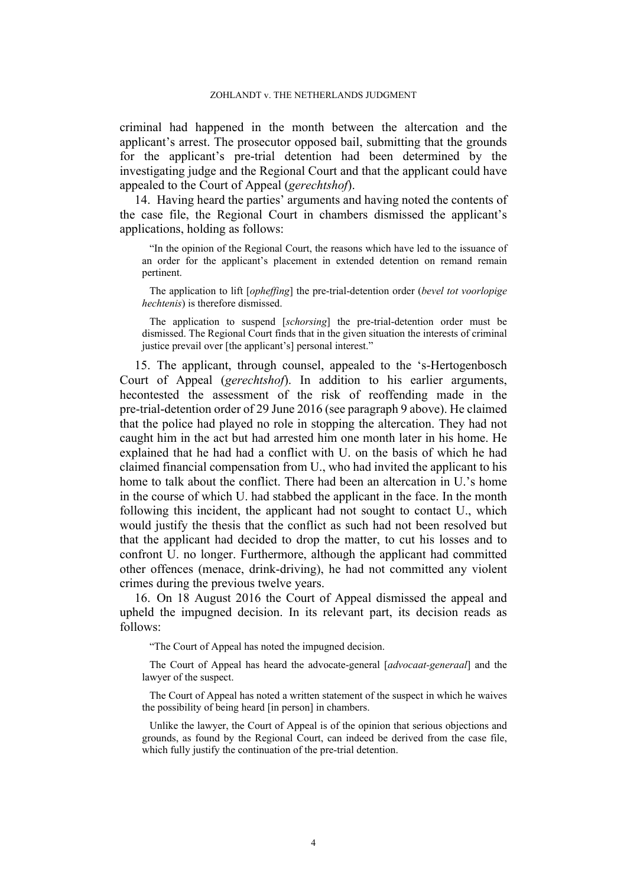criminal had happened in the month between the altercation and the applicant's arrest. The prosecutor opposed bail, submitting that the grounds for the applicant's pre-trial detention had been determined by the investigating judge and the Regional Court and that the applicant could have appealed to the Court of Appeal (*gerechtshof*).

14. Having heard the parties' arguments and having noted the contents of the case file, the Regional Court in chambers dismissed the applicant's applications, holding as follows:

> "In the opinion of the Regional Court, the reasons which have led to the issuance of an order for the applicant's placement in extended detention on remand remain pertinent.
>
> The application to lift [*opheffing*] the pre-trial-detention order (*bevel tot voorlopige hechtenis*) is therefore dismissed.
>
> The application to suspend [*schorsing*] the pre-trial-detention order must be dismissed. The Regional Court finds that in the given situation the interests of criminal justice prevail over [the applicant's] personal interest."

15. The applicant, through counsel, appealed to the 's-Hertogenbosch Court of Appeal (*gerechtshof*). In addition to his earlier arguments, hecontested the assessment of the risk of reoffending made in the pre-trial-detention order of 29 June 2016 (see paragraph 9 above). He claimed that the police had played no role in stopping the altercation. They had not caught him in the act but had arrested him one month later in his home. He explained that he had had a conflict with U. on the basis of which he had claimed financial compensation from U., who had invited the applicant to his home to talk about the conflict. There had been an altercation in U.'s home in the course of which U. had stabbed the applicant in the face. In the month following this incident, the applicant had not sought to contact U., which would justify the thesis that the conflict as such had not been resolved but that the applicant had decided to drop the matter, to cut his losses and to confront U. no longer. Furthermore, although the applicant had committed other offences (menace, drink-driving), he had not committed any violent crimes during the previous twelve years.

16. On 18 August 2016 the Court of Appeal dismissed the appeal and upheld the impugned decision. In its relevant part, its decision reads as follows:

> "The Court of Appeal has noted the impugned decision.
>
> The Court of Appeal has heard the advocate-general [*advocaat-generaal*] and the lawyer of the suspect.
>
> The Court of Appeal has noted a written statement of the suspect in which he waives the possibility of being heard [in person] in chambers.
>
> Unlike the lawyer, the Court of Appeal is of the opinion that serious objections and grounds, as found by the Regional Court, can indeed be derived from the case file, which fully justify the continuation of the pre-trial detention.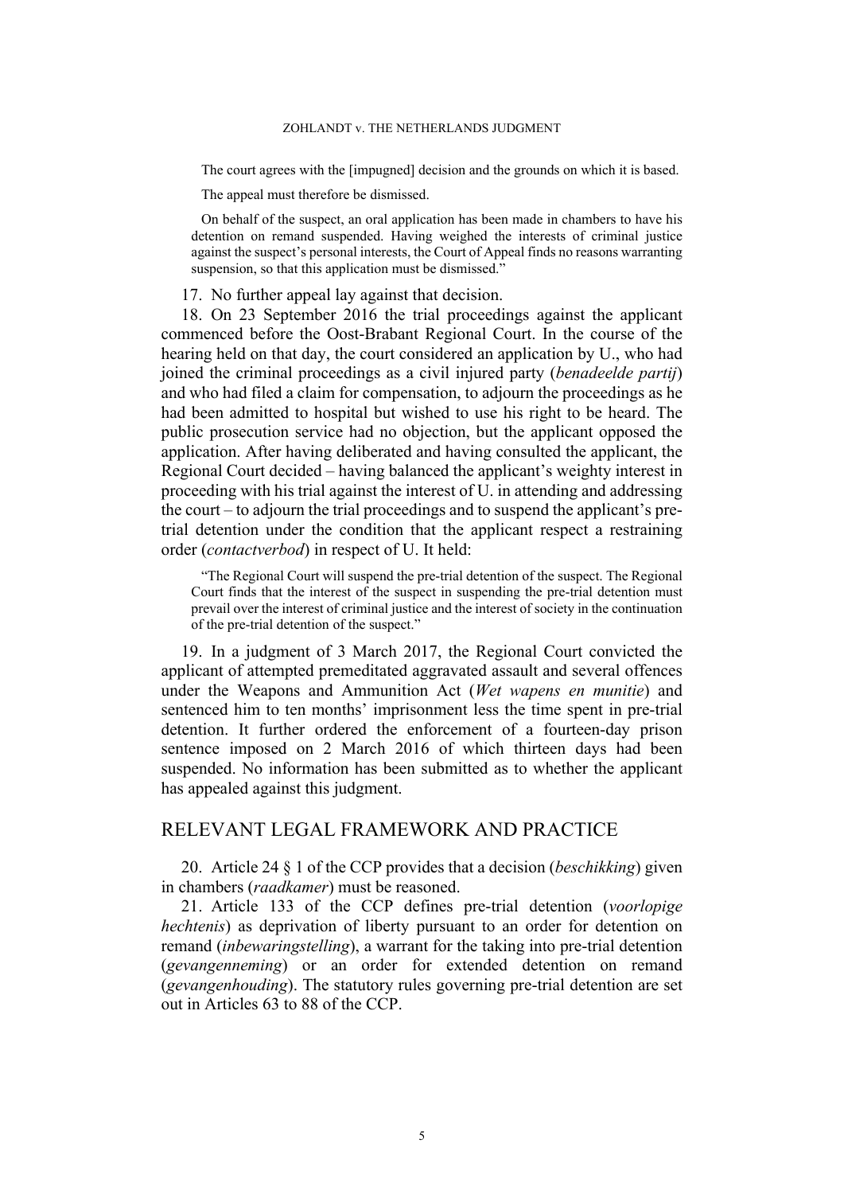The court agrees with the [impugned] decision and the grounds on which it is based.

The appeal must therefore be dismissed.

On behalf of the suspect, an oral application has been made in chambers to have his detention on remand suspended. Having weighed the interests of criminal justice against the suspect's personal interests, the Court of Appeal finds no reasons warranting suspension, so that this application must be dismissed."

17. No further appeal lay against that decision.

18. On 23 September 2016 the trial proceedings against the applicant commenced before the Oost-Brabant Regional Court. In the course of the hearing held on that day, the court considered an application by U., who had joined the criminal proceedings as a civil injured party (*benadeelde partij*) and who had filed a claim for compensation, to adjourn the proceedings as he had been admitted to hospital but wished to use his right to be heard. The public prosecution service had no objection, but the applicant opposed the application. After having deliberated and having consulted the applicant, the Regional Court decided – having balanced the applicant's weighty interest in proceeding with his trial against the interest of U. in attending and addressing the court – to adjourn the trial proceedings and to suspend the applicant's pre-trial detention under the condition that the applicant respect a restraining order (*contactverbod*) in respect of U. It held:

"The Regional Court will suspend the pre-trial detention of the suspect. The Regional Court finds that the interest of the suspect in suspending the pre-trial detention must prevail over the interest of criminal justice and the interest of society in the continuation of the pre-trial detention of the suspect."

19. In a judgment of 3 March 2017, the Regional Court convicted the applicant of attempted premeditated aggravated assault and several offences under the Weapons and Ammunition Act (*Wet wapens en munitie*) and sentenced him to ten months' imprisonment less the time spent in pre-trial detention. It further ordered the enforcement of a fourteen-day prison sentence imposed on 2 March 2016 of which thirteen days had been suspended. No information has been submitted as to whether the applicant has appealed against this judgment.

## RELEVANT LEGAL FRAMEWORK AND PRACTICE

20. Article 24 § 1 of the CCP provides that a decision (*beschikking*) given in chambers (*raadkamer*) must be reasoned.

21. Article 133 of the CCP defines pre-trial detention (*voorlopige hechtenis*) as deprivation of liberty pursuant to an order for detention on remand (*inbewaringstelling*), a warrant for the taking into pre-trial detention (*gevangenneming*) or an order for extended detention on remand (*gevangenhouding*). The statutory rules governing pre-trial detention are set out in Articles 63 to 88 of the CCP.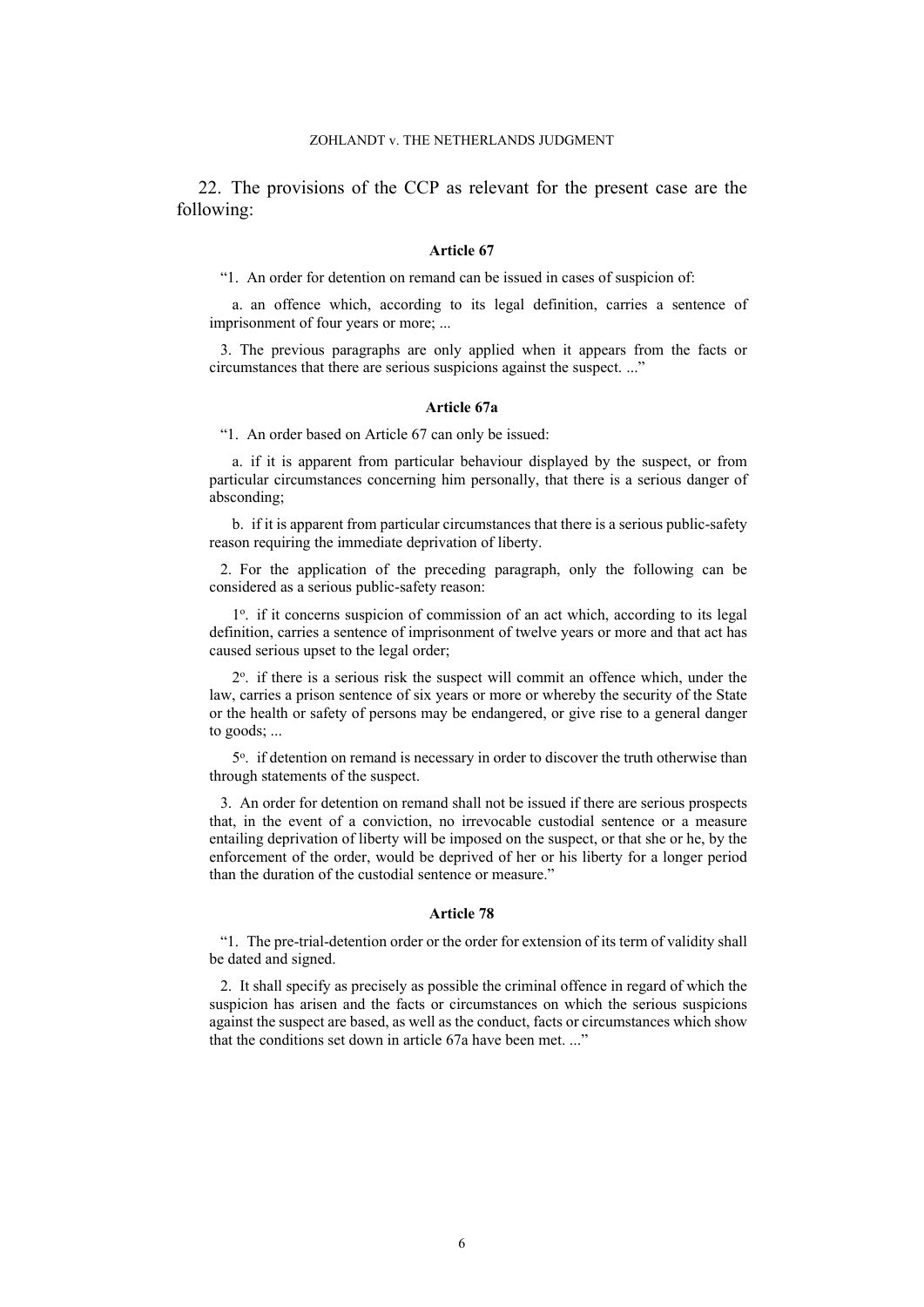22. The provisions of the CCP as relevant for the present case are the following:

**Article 67**

"1. An order for detention on remand can be issued in cases of suspicion of:

a. an offence which, according to its legal definition, carries a sentence of imprisonment of four years or more; ...

3. The previous paragraphs are only applied when it appears from the facts or circumstances that there are serious suspicions against the suspect. ..."

**Article 67a**

"1. An order based on Article 67 can only be issued:

a. if it is apparent from particular behaviour displayed by the suspect, or from particular circumstances concerning him personally, that there is a serious danger of absconding;

b. if it is apparent from particular circumstances that there is a serious public-safety reason requiring the immediate deprivation of liberty.

2. For the application of the preceding paragraph, only the following can be considered as a serious public-safety reason:

1°. if it concerns suspicion of commission of an act which, according to its legal definition, carries a sentence of imprisonment of twelve years or more and that act has caused serious upset to the legal order;

2°. if there is a serious risk the suspect will commit an offence which, under the law, carries a prison sentence of six years or more or whereby the security of the State or the health or safety of persons may be endangered, or give rise to a general danger to goods; ...

5°. if detention on remand is necessary in order to discover the truth otherwise than through statements of the suspect.

3. An order for detention on remand shall not be issued if there are serious prospects that, in the event of a conviction, no irrevocable custodial sentence or a measure entailing deprivation of liberty will be imposed on the suspect, or that she or he, by the enforcement of the order, would be deprived of her or his liberty for a longer period than the duration of the custodial sentence or measure."

**Article 78**

"1. The pre-trial-detention order or the order for extension of its term of validity shall be dated and signed.

2. It shall specify as precisely as possible the criminal offence in regard of which the suspicion has arisen and the facts or circumstances on which the serious suspicions against the suspect are based, as well as the conduct, facts or circumstances which show that the conditions set down in article 67a have been met. ..."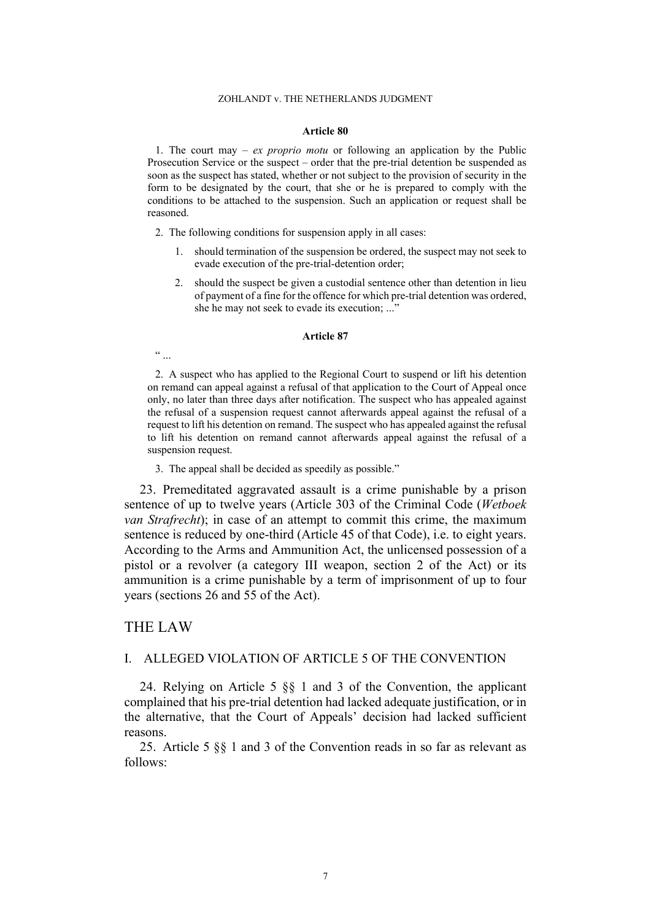**Article 80**

1. The court may – *ex proprio motu* or following an application by the Public Prosecution Service or the suspect – order that the pre-trial detention be suspended as soon as the suspect has stated, whether or not subject to the provision of security in the form to be designated by the court, that she or he is prepared to comply with the conditions to be attached to the suspension. Such an application or request shall be reasoned.

2. The following conditions for suspension apply in all cases:

1. should termination of the suspension be ordered, the suspect may not seek to evade execution of the pre-trial-detention order;
2. should the suspect be given a custodial sentence other than detention in lieu of payment of a fine for the offence for which pre-trial detention was ordered, she he may not seek to evade its execution; ..."

**Article 87**

" ...

2. A suspect who has applied to the Regional Court to suspend or lift his detention on remand can appeal against a refusal of that application to the Court of Appeal once only, no later than three days after notification. The suspect who has appealed against the refusal of a suspension request cannot afterwards appeal against the refusal of a request to lift his detention on remand. The suspect who has appealed against the refusal to lift his detention on remand cannot afterwards appeal against the refusal of a suspension request.

3. The appeal shall be decided as speedily as possible."

23. Premeditated aggravated assault is a crime punishable by a prison sentence of up to twelve years (Article 303 of the Criminal Code (*Wetboek van Strafrecht*); in case of an attempt to commit this crime, the maximum sentence is reduced by one-third (Article 45 of that Code), i.e. to eight years. According to the Arms and Ammunition Act, the unlicensed possession of a pistol or a revolver (a category III weapon, section 2 of the Act) or its ammunition is a crime punishable by a term of imprisonment of up to four years (sections 26 and 55 of the Act).

# THE LAW

## I. ALLEGED VIOLATION OF ARTICLE 5 OF THE CONVENTION

24. Relying on Article 5 §§ 1 and 3 of the Convention, the applicant complained that his pre-trial detention had lacked adequate justification, or in the alternative, that the Court of Appeals' decision had lacked sufficient reasons.

25. Article 5 §§ 1 and 3 of the Convention reads in so far as relevant as follows: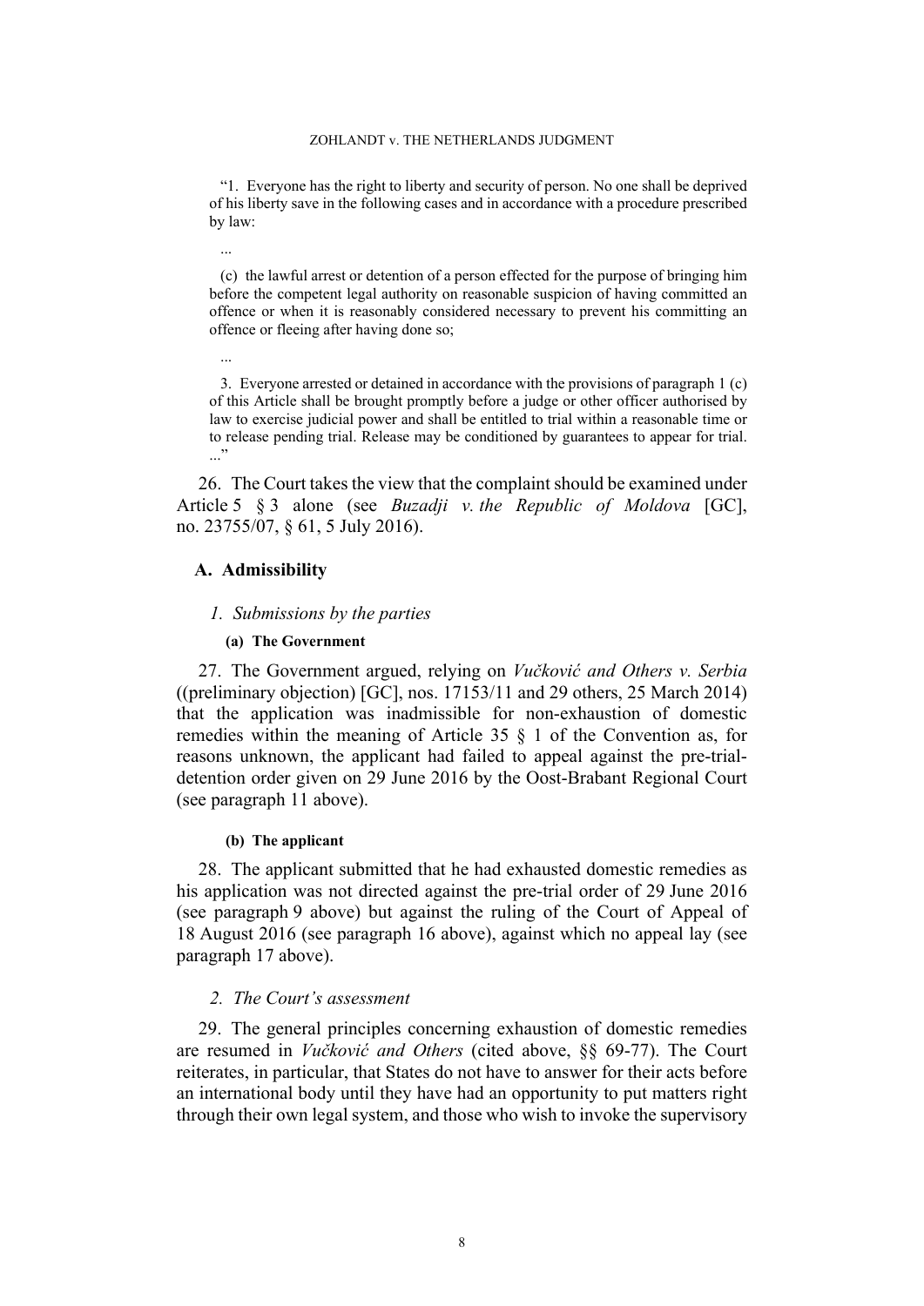> "1. Everyone has the right to liberty and security of person. No one shall be deprived of his liberty save in the following cases and in accordance with a procedure prescribed by law:
>
> ...
>
> (c) the lawful arrest or detention of a person effected for the purpose of bringing him before the competent legal authority on reasonable suspicion of having committed an offence or when it is reasonably considered necessary to prevent his committing an offence or fleeing after having done so;
>
> ...
>
> 3. Everyone arrested or detained in accordance with the provisions of paragraph 1 (c) of this Article shall be brought promptly before a judge or other officer authorised by law to exercise judicial power and shall be entitled to trial within a reasonable time or to release pending trial. Release may be conditioned by guarantees to appear for trial. ..."

26. The Court takes the view that the complaint should be examined under Article 5 § 3 alone (see *Buzadji v. the Republic of Moldova* [GC], no. 23755/07, § 61, 5 July 2016).

## A. Admissibility

### *1. Submissions by the parties*

#### (a) The Government

27. The Government argued, relying on *Vučković and Others v. Serbia* ((preliminary objection) [GC], nos. 17153/11 and 29 others, 25 March 2014) that the application was inadmissible for non-exhaustion of domestic remedies within the meaning of Article 35 § 1 of the Convention as, for reasons unknown, the applicant had failed to appeal against the pre-trial-detention order given on 29 June 2016 by the Oost-Brabant Regional Court (see paragraph 11 above).

#### (b) The applicant

28. The applicant submitted that he had exhausted domestic remedies as his application was not directed against the pre-trial order of 29 June 2016 (see paragraph 9 above) but against the ruling of the Court of Appeal of 18 August 2016 (see paragraph 16 above), against which no appeal lay (see paragraph 17 above).

### *2. The Court's assessment*

29. The general principles concerning exhaustion of domestic remedies are resumed in *Vučković and Others* (cited above, §§ 69-77). The Court reiterates, in particular, that States do not have to answer for their acts before an international body until they have had an opportunity to put matters right through their own legal system, and those who wish to invoke the supervisory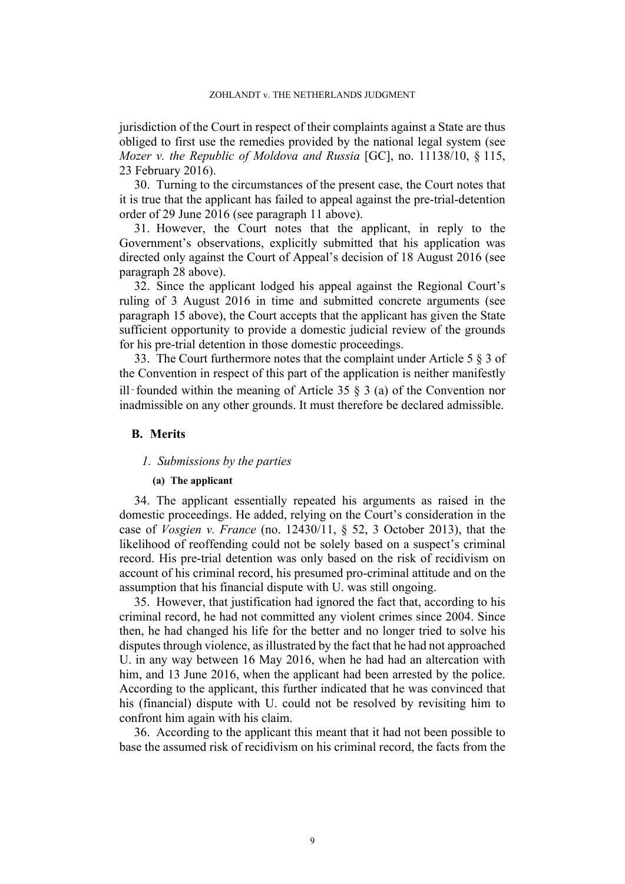jurisdiction of the Court in respect of their complaints against a State are thus obliged to first use the remedies provided by the national legal system (see *Mozer v. the Republic of Moldova and Russia* [GC], no. 11138/10, § 115, 23 February 2016).

30. Turning to the circumstances of the present case, the Court notes that it is true that the applicant has failed to appeal against the pre-trial-detention order of 29 June 2016 (see paragraph 11 above).

31. However, the Court notes that the applicant, in reply to the Government's observations, explicitly submitted that his application was directed only against the Court of Appeal's decision of 18 August 2016 (see paragraph 28 above).

32. Since the applicant lodged his appeal against the Regional Court's ruling of 3 August 2016 in time and submitted concrete arguments (see paragraph 15 above), the Court accepts that the applicant has given the State sufficient opportunity to provide a domestic judicial review of the grounds for his pre-trial detention in those domestic proceedings.

33. The Court furthermore notes that the complaint under Article 5 § 3 of the Convention in respect of this part of the application is neither manifestly ill-founded within the meaning of Article 35 § 3 (a) of the Convention nor inadmissible on any other grounds. It must therefore be declared admissible.

## B. Merits

### *1. Submissions by the parties*

#### (a) The applicant

34. The applicant essentially repeated his arguments as raised in the domestic proceedings. He added, relying on the Court's consideration in the case of *Vosgien v. France* (no. 12430/11, § 52, 3 October 2013), that the likelihood of reoffending could not be solely based on a suspect's criminal record. His pre-trial detention was only based on the risk of recidivism on account of his criminal record, his presumed pro-criminal attitude and on the assumption that his financial dispute with U. was still ongoing.

35. However, that justification had ignored the fact that, according to his criminal record, he had not committed any violent crimes since 2004. Since then, he had changed his life for the better and no longer tried to solve his disputes through violence, as illustrated by the fact that he had not approached U. in any way between 16 May 2016, when he had had an altercation with him, and 13 June 2016, when the applicant had been arrested by the police. According to the applicant, this further indicated that he was convinced that his (financial) dispute with U. could not be resolved by revisiting him to confront him again with his claim.

36. According to the applicant this meant that it had not been possible to base the assumed risk of recidivism on his criminal record, the facts from the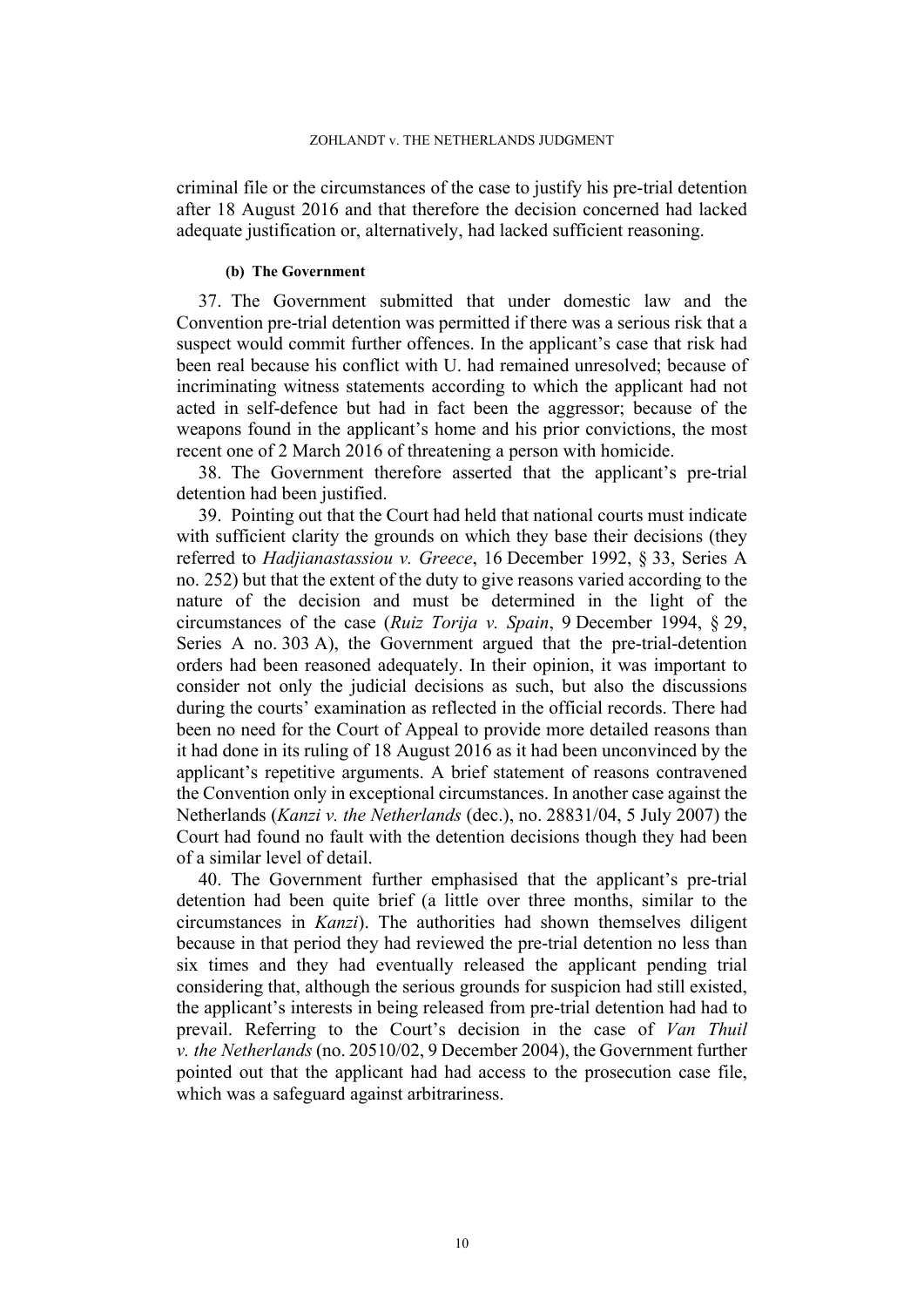criminal file or the circumstances of the case to justify his pre-trial detention after 18 August 2016 and that therefore the decision concerned had lacked adequate justification or, alternatively, had lacked sufficient reasoning.

#### (b) The Government

37. The Government submitted that under domestic law and the Convention pre-trial detention was permitted if there was a serious risk that a suspect would commit further offences. In the applicant's case that risk had been real because his conflict with U. had remained unresolved; because of incriminating witness statements according to which the applicant had not acted in self-defence but had in fact been the aggressor; because of the weapons found in the applicant's home and his prior convictions, the most recent one of 2 March 2016 of threatening a person with homicide.

38. The Government therefore asserted that the applicant's pre-trial detention had been justified.

39. Pointing out that the Court had held that national courts must indicate with sufficient clarity the grounds on which they base their decisions (they referred to *Hadjianastassiou v. Greece*, 16 December 1992, § 33, Series A no. 252) but that the extent of the duty to give reasons varied according to the nature of the decision and must be determined in the light of the circumstances of the case (*Ruiz Torija v. Spain*, 9 December 1994, § 29, Series A no. 303 A), the Government argued that the pre-trial-detention orders had been reasoned adequately. In their opinion, it was important to consider not only the judicial decisions as such, but also the discussions during the courts' examination as reflected in the official records. There had been no need for the Court of Appeal to provide more detailed reasons than it had done in its ruling of 18 August 2016 as it had been unconvinced by the applicant's repetitive arguments. A brief statement of reasons contravened the Convention only in exceptional circumstances. In another case against the Netherlands (*Kanzi v. the Netherlands* (dec.), no. 28831/04, 5 July 2007) the Court had found no fault with the detention decisions though they had been of a similar level of detail.

40. The Government further emphasised that the applicant's pre-trial detention had been quite brief (a little over three months, similar to the circumstances in *Kanzi*). The authorities had shown themselves diligent because in that period they had reviewed the pre-trial detention no less than six times and they had eventually released the applicant pending trial considering that, although the serious grounds for suspicion had still existed, the applicant's interests in being released from pre-trial detention had had to prevail. Referring to the Court's decision in the case of *Van Thuil v. the Netherlands* (no. 20510/02, 9 December 2004), the Government further pointed out that the applicant had had access to the prosecution case file, which was a safeguard against arbitrariness.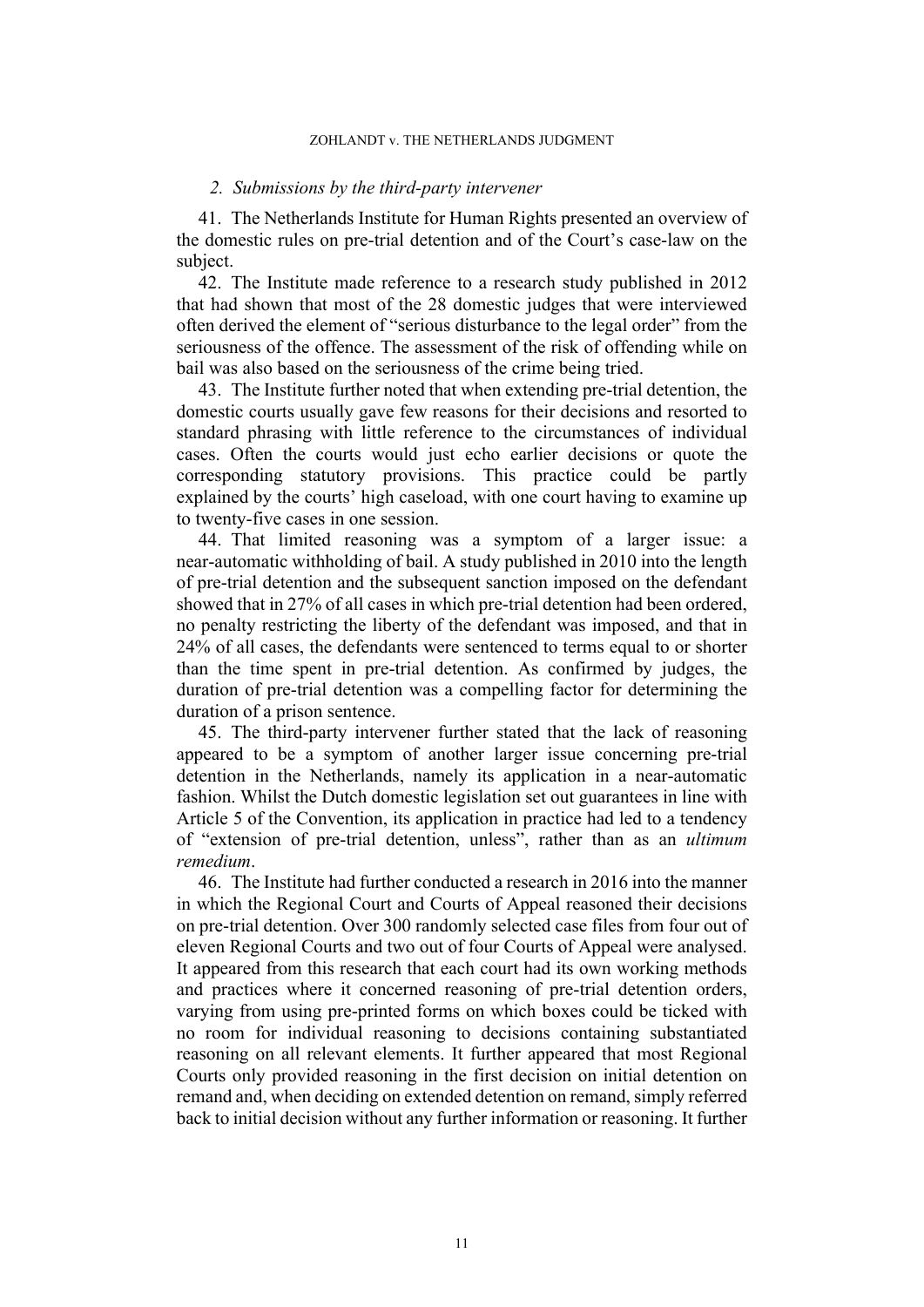### *2. Submissions by the third-party intervener*

41. The Netherlands Institute for Human Rights presented an overview of the domestic rules on pre-trial detention and of the Court's case-law on the subject.

42. The Institute made reference to a research study published in 2012 that had shown that most of the 28 domestic judges that were interviewed often derived the element of "serious disturbance to the legal order" from the seriousness of the offence. The assessment of the risk of offending while on bail was also based on the seriousness of the crime being tried.

43. The Institute further noted that when extending pre-trial detention, the domestic courts usually gave few reasons for their decisions and resorted to standard phrasing with little reference to the circumstances of individual cases. Often the courts would just echo earlier decisions or quote the corresponding statutory provisions. This practice could be partly explained by the courts' high caseload, with one court having to examine up to twenty-five cases in one session.

44. That limited reasoning was a symptom of a larger issue: a near-automatic withholding of bail. A study published in 2010 into the length of pre-trial detention and the subsequent sanction imposed on the defendant showed that in 27% of all cases in which pre-trial detention had been ordered, no penalty restricting the liberty of the defendant was imposed, and that in 24% of all cases, the defendants were sentenced to terms equal to or shorter than the time spent in pre-trial detention. As confirmed by judges, the duration of pre-trial detention was a compelling factor for determining the duration of a prison sentence.

45. The third-party intervener further stated that the lack of reasoning appeared to be a symptom of another larger issue concerning pre-trial detention in the Netherlands, namely its application in a near-automatic fashion. Whilst the Dutch domestic legislation set out guarantees in line with Article 5 of the Convention, its application in practice had led to a tendency of "extension of pre-trial detention, unless", rather than as an *ultimum remedium*.

46. The Institute had further conducted a research in 2016 into the manner in which the Regional Court and Courts of Appeal reasoned their decisions on pre-trial detention. Over 300 randomly selected case files from four out of eleven Regional Courts and two out of four Courts of Appeal were analysed. It appeared from this research that each court had its own working methods and practices where it concerned reasoning of pre-trial detention orders, varying from using pre-printed forms on which boxes could be ticked with no room for individual reasoning to decisions containing substantiated reasoning on all relevant elements. It further appeared that most Regional Courts only provided reasoning in the first decision on initial detention on remand and, when deciding on extended detention on remand, simply referred back to initial decision without any further information or reasoning. It further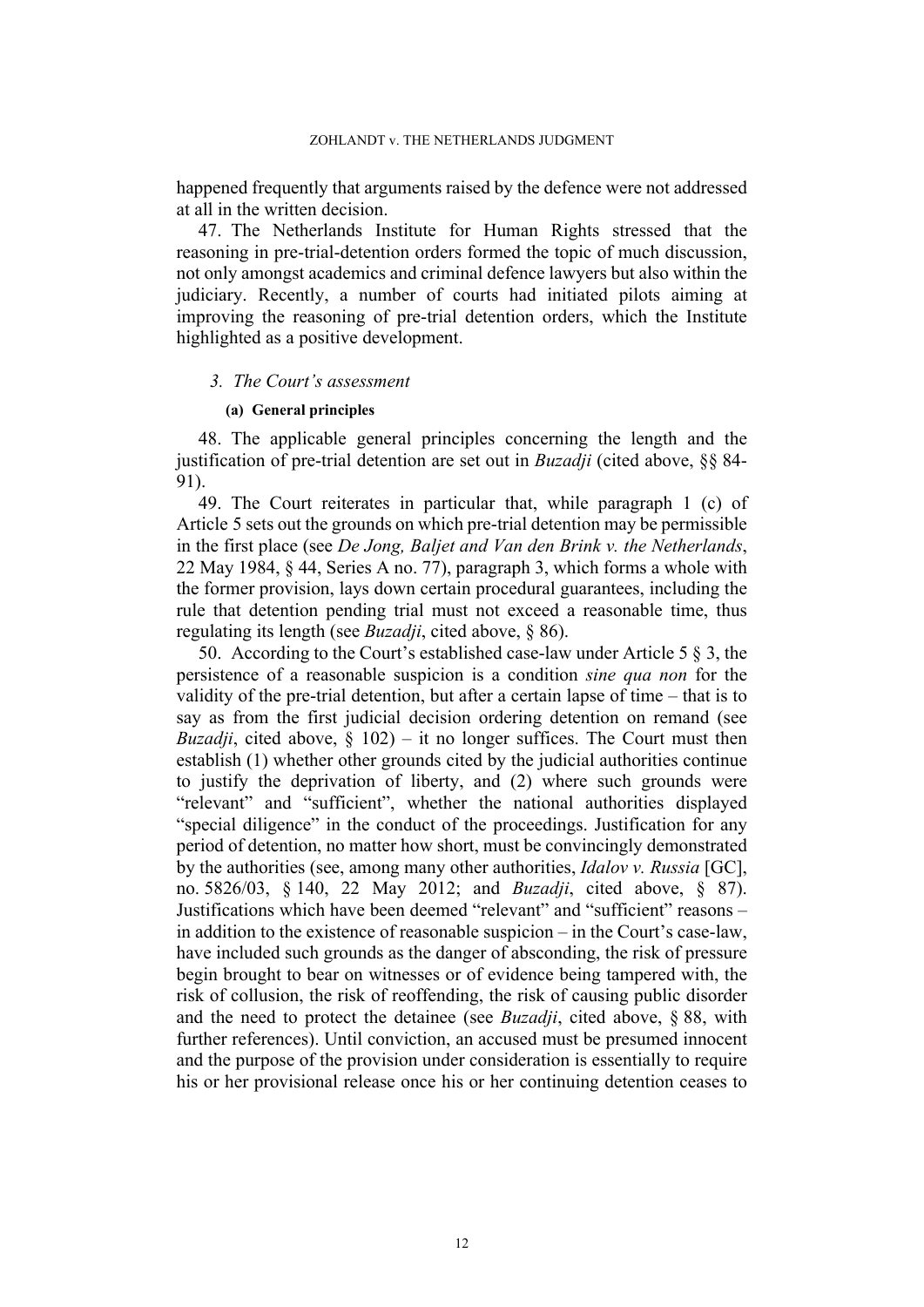happened frequently that arguments raised by the defence were not addressed at all in the written decision.

47. The Netherlands Institute for Human Rights stressed that the reasoning in pre-trial-detention orders formed the topic of much discussion, not only amongst academics and criminal defence lawyers but also within the judiciary. Recently, a number of courts had initiated pilots aiming at improving the reasoning of pre-trial detention orders, which the Institute highlighted as a positive development.

### *3. The Court's assessment*

#### (a) General principles

48. The applicable general principles concerning the length and the justification of pre-trial detention are set out in *Buzadji* (cited above, §§ 84-91).

49. The Court reiterates in particular that, while paragraph 1 (c) of Article 5 sets out the grounds on which pre-trial detention may be permissible in the first place (see *De Jong, Baljet and Van den Brink v. the Netherlands*, 22 May 1984, § 44, Series A no. 77), paragraph 3, which forms a whole with the former provision, lays down certain procedural guarantees, including the rule that detention pending trial must not exceed a reasonable time, thus regulating its length (see *Buzadji*, cited above, § 86).

50. According to the Court's established case-law under Article 5 § 3, the persistence of a reasonable suspicion is a condition *sine qua non* for the validity of the pre-trial detention, but after a certain lapse of time – that is to say as from the first judicial decision ordering detention on remand (see *Buzadji*, cited above, § 102) – it no longer suffices. The Court must then establish (1) whether other grounds cited by the judicial authorities continue to justify the deprivation of liberty, and (2) where such grounds were "relevant" and "sufficient", whether the national authorities displayed "special diligence" in the conduct of the proceedings. Justification for any period of detention, no matter how short, must be convincingly demonstrated by the authorities (see, among many other authorities, *Idalov v. Russia* [GC], no. 5826/03, § 140, 22 May 2012; and *Buzadji*, cited above, § 87). Justifications which have been deemed "relevant" and "sufficient" reasons – in addition to the existence of reasonable suspicion – in the Court's case-law, have included such grounds as the danger of absconding, the risk of pressure begin brought to bear on witnesses or of evidence being tampered with, the risk of collusion, the risk of reoffending, the risk of causing public disorder and the need to protect the detainee (see *Buzadji*, cited above, § 88, with further references). Until conviction, an accused must be presumed innocent and the purpose of the provision under consideration is essentially to require his or her provisional release once his or her continuing detention ceases to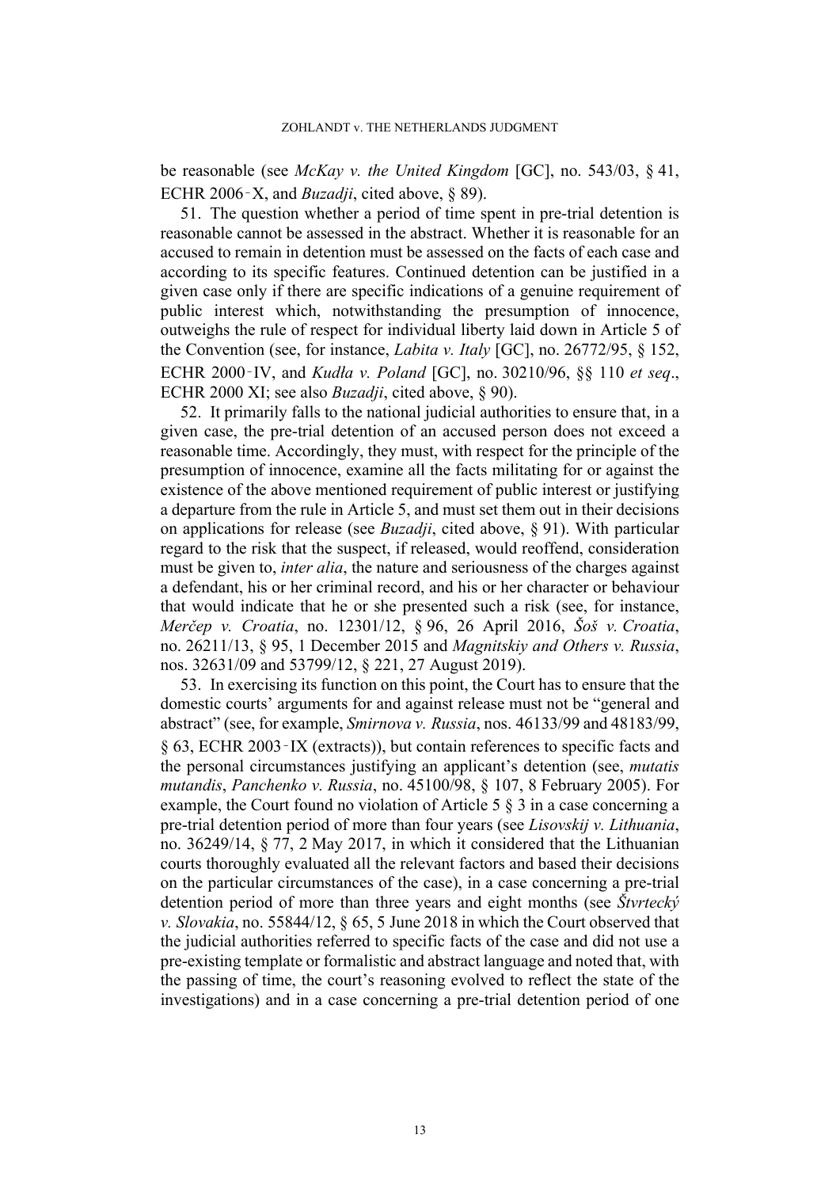be reasonable (see *McKay v. the United Kingdom* [GC], no. 543/03, § 41, ECHR 2006‑X, and *Buzadji*, cited above, § 89).

51. The question whether a period of time spent in pre-trial detention is reasonable cannot be assessed in the abstract. Whether it is reasonable for an accused to remain in detention must be assessed on the facts of each case and according to its specific features. Continued detention can be justified in a given case only if there are specific indications of a genuine requirement of public interest which, notwithstanding the presumption of innocence, outweighs the rule of respect for individual liberty laid down in Article 5 of the Convention (see, for instance, *Labita v. Italy* [GC], no. 26772/95, § 152, ECHR 2000‑IV, and *Kudła v. Poland* [GC], no. 30210/96, §§ 110 *et seq*., ECHR 2000 XI; see also *Buzadji*, cited above, § 90).

52. It primarily falls to the national judicial authorities to ensure that, in a given case, the pre-trial detention of an accused person does not exceed a reasonable time. Accordingly, they must, with respect for the principle of the presumption of innocence, examine all the facts militating for or against the existence of the above mentioned requirement of public interest or justifying a departure from the rule in Article 5, and must set them out in their decisions on applications for release (see *Buzadji*, cited above, § 91). With particular regard to the risk that the suspect, if released, would reoffend, consideration must be given to, *inter alia*, the nature and seriousness of the charges against a defendant, his or her criminal record, and his or her character or behaviour that would indicate that he or she presented such a risk (see, for instance, *Merčep v. Croatia*, no. 12301/12, § 96, 26 April 2016, *Šoš v. Croatia*, no. 26211/13, § 95, 1 December 2015 and *Magnitskiy and Others v. Russia*, nos. 32631/09 and 53799/12, § 221, 27 August 2019).

53. In exercising its function on this point, the Court has to ensure that the domestic courts' arguments for and against release must not be "general and abstract" (see, for example, *Smirnova v. Russia*, nos. 46133/99 and 48183/99, § 63, ECHR 2003‑IX (extracts)), but contain references to specific facts and the personal circumstances justifying an applicant's detention (see, *mutatis mutandis*, *Panchenko v. Russia*, no. 45100/98, § 107, 8 February 2005). For example, the Court found no violation of Article 5 § 3 in a case concerning a pre-trial detention period of more than four years (see *Lisovskij v. Lithuania*, no. 36249/14, § 77, 2 May 2017, in which it considered that the Lithuanian courts thoroughly evaluated all the relevant factors and based their decisions on the particular circumstances of the case), in a case concerning a pre-trial detention period of more than three years and eight months (see *Štvrtecký v. Slovakia*, no. 55844/12, § 65, 5 June 2018 in which the Court observed that the judicial authorities referred to specific facts of the case and did not use a pre-existing template or formalistic and abstract language and noted that, with the passing of time, the court's reasoning evolved to reflect the state of the investigations) and in a case concerning a pre-trial detention period of one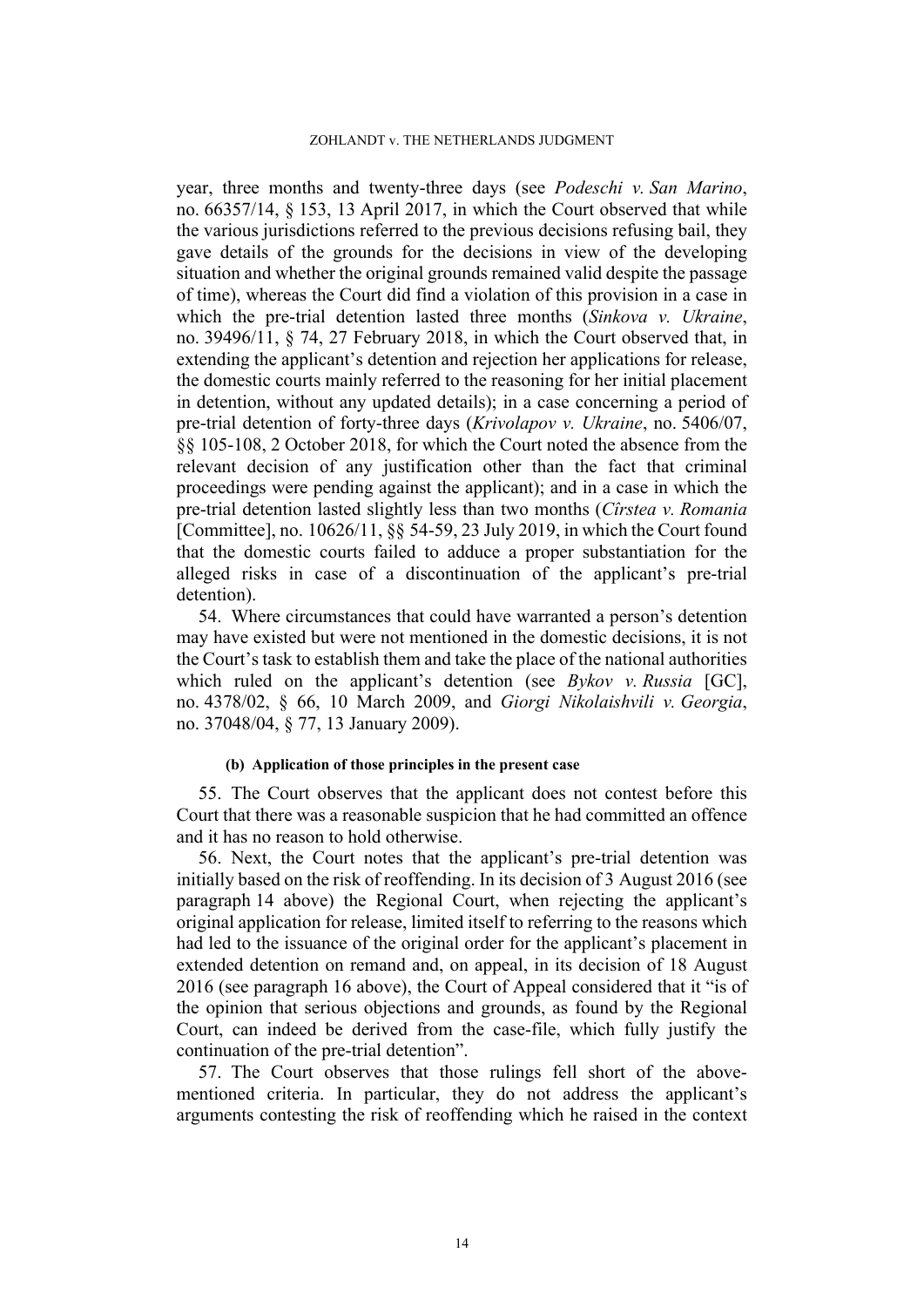year, three months and twenty-three days (see *Podeschi v. San Marino*, no. 66357/14, § 153, 13 April 2017, in which the Court observed that while the various jurisdictions referred to the previous decisions refusing bail, they gave details of the grounds for the decisions in view of the developing situation and whether the original grounds remained valid despite the passage of time), whereas the Court did find a violation of this provision in a case in which the pre-trial detention lasted three months (*Sinkova v. Ukraine*, no. 39496/11, § 74, 27 February 2018, in which the Court observed that, in extending the applicant's detention and rejection her applications for release, the domestic courts mainly referred to the reasoning for her initial placement in detention, without any updated details); in a case concerning a period of pre-trial detention of forty-three days (*Krivolapov v. Ukraine*, no. 5406/07, §§ 105-108, 2 October 2018, for which the Court noted the absence from the relevant decision of any justification other than the fact that criminal proceedings were pending against the applicant); and in a case in which the pre-trial detention lasted slightly less than two months (*Cîrstea v. Romania* [Committee], no. 10626/11, §§ 54-59, 23 July 2019, in which the Court found that the domestic courts failed to adduce a proper substantiation for the alleged risks in case of a discontinuation of the applicant's pre-trial detention).

54. Where circumstances that could have warranted a person's detention may have existed but were not mentioned in the domestic decisions, it is not the Court's task to establish them and take the place of the national authorities which ruled on the applicant's detention (see *Bykov v. Russia* [GC], no. 4378/02, § 66, 10 March 2009, and *Giorgi Nikolaishvili v. Georgia*, no. 37048/04, § 77, 13 January 2009).

#### (b) Application of those principles in the present case

55. The Court observes that the applicant does not contest before this Court that there was a reasonable suspicion that he had committed an offence and it has no reason to hold otherwise.

56. Next, the Court notes that the applicant's pre-trial detention was initially based on the risk of reoffending. In its decision of 3 August 2016 (see paragraph 14 above) the Regional Court, when rejecting the applicant's original application for release, limited itself to referring to the reasons which had led to the issuance of the original order for the applicant's placement in extended detention on remand and, on appeal, in its decision of 18 August 2016 (see paragraph 16 above), the Court of Appeal considered that it "is of the opinion that serious objections and grounds, as found by the Regional Court, can indeed be derived from the case-file, which fully justify the continuation of the pre-trial detention".

57. The Court observes that those rulings fell short of the above-mentioned criteria. In particular, they do not address the applicant's arguments contesting the risk of reoffending which he raised in the context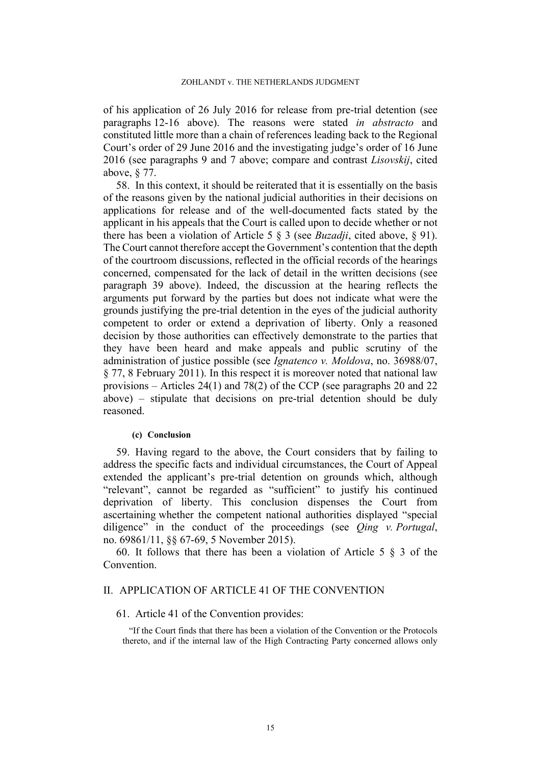of his application of 26 July 2016 for release from pre-trial detention (see paragraphs 12-16 above). The reasons were stated *in abstracto* and constituted little more than a chain of references leading back to the Regional Court's order of 29 June 2016 and the investigating judge's order of 16 June 2016 (see paragraphs 9 and 7 above; compare and contrast *Lisovskij*, cited above, § 77.

58. In this context, it should be reiterated that it is essentially on the basis of the reasons given by the national judicial authorities in their decisions on applications for release and of the well-documented facts stated by the applicant in his appeals that the Court is called upon to decide whether or not there has been a violation of Article 5 § 3 (see *Buzadji*, cited above, § 91). The Court cannot therefore accept the Government's contention that the depth of the courtroom discussions, reflected in the official records of the hearings concerned, compensated for the lack of detail in the written decisions (see paragraph 39 above). Indeed, the discussion at the hearing reflects the arguments put forward by the parties but does not indicate what were the grounds justifying the pre-trial detention in the eyes of the judicial authority competent to order or extend a deprivation of liberty. Only a reasoned decision by those authorities can effectively demonstrate to the parties that they have been heard and make appeals and public scrutiny of the administration of justice possible (see *Ignatenco v. Moldova*, no. 36988/07, § 77, 8 February 2011). In this respect it is moreover noted that national law provisions – Articles 24(1) and 78(2) of the CCP (see paragraphs 20 and 22 above) – stipulate that decisions on pre-trial detention should be duly reasoned.

#### (c) Conclusion

59. Having regard to the above, the Court considers that by failing to address the specific facts and individual circumstances, the Court of Appeal extended the applicant's pre-trial detention on grounds which, although "relevant", cannot be regarded as "sufficient" to justify his continued deprivation of liberty. This conclusion dispenses the Court from ascertaining whether the competent national authorities displayed "special diligence" in the conduct of the proceedings (see *Qing v. Portugal*, no. 69861/11, §§ 67-69, 5 November 2015).

60. It follows that there has been a violation of Article 5 § 3 of the Convention.

## II. APPLICATION OF ARTICLE 41 OF THE CONVENTION

61. Article 41 of the Convention provides:

> "If the Court finds that there has been a violation of the Convention or the Protocols thereto, and if the internal law of the High Contracting Party concerned allows only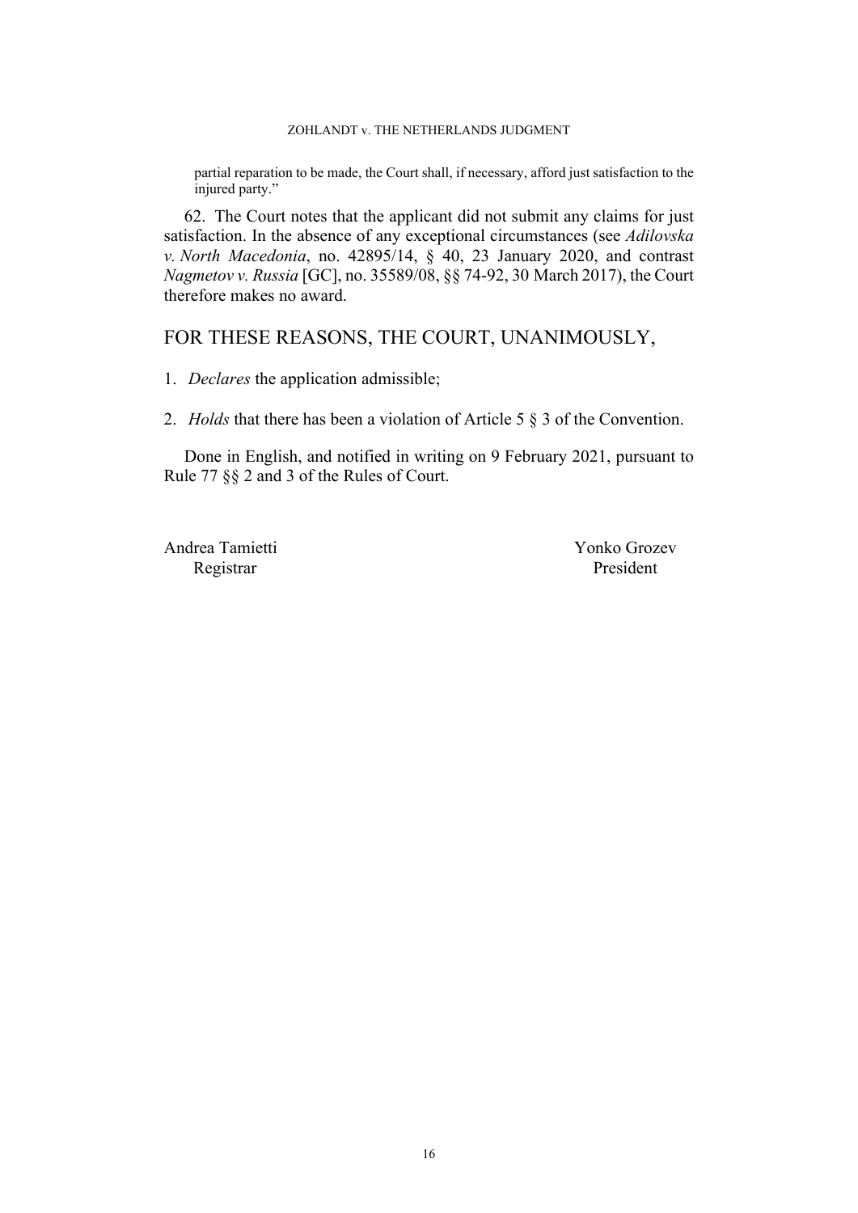partial reparation to be made, the Court shall, if necessary, afford just satisfaction to the injured party."

62. The Court notes that the applicant did not submit any claims for just satisfaction. In the absence of any exceptional circumstances (see *Adilovska v. North Macedonia*, no. 42895/14, § 40, 23 January 2020, and contrast *Nagmetov v. Russia* [GC], no. 35589/08, §§ 74-92, 30 March 2017), the Court therefore makes no award.

## FOR THESE REASONS, THE COURT, UNANIMOUSLY,

1. *Declares* the application admissible;

2. *Holds* that there has been a violation of Article 5 § 3 of the Convention.

Done in English, and notified in writing on 9 February 2021, pursuant to Rule 77 §§ 2 and 3 of the Rules of Court.

Andrea Tamietti
Registrar

Yonko Grozev
President